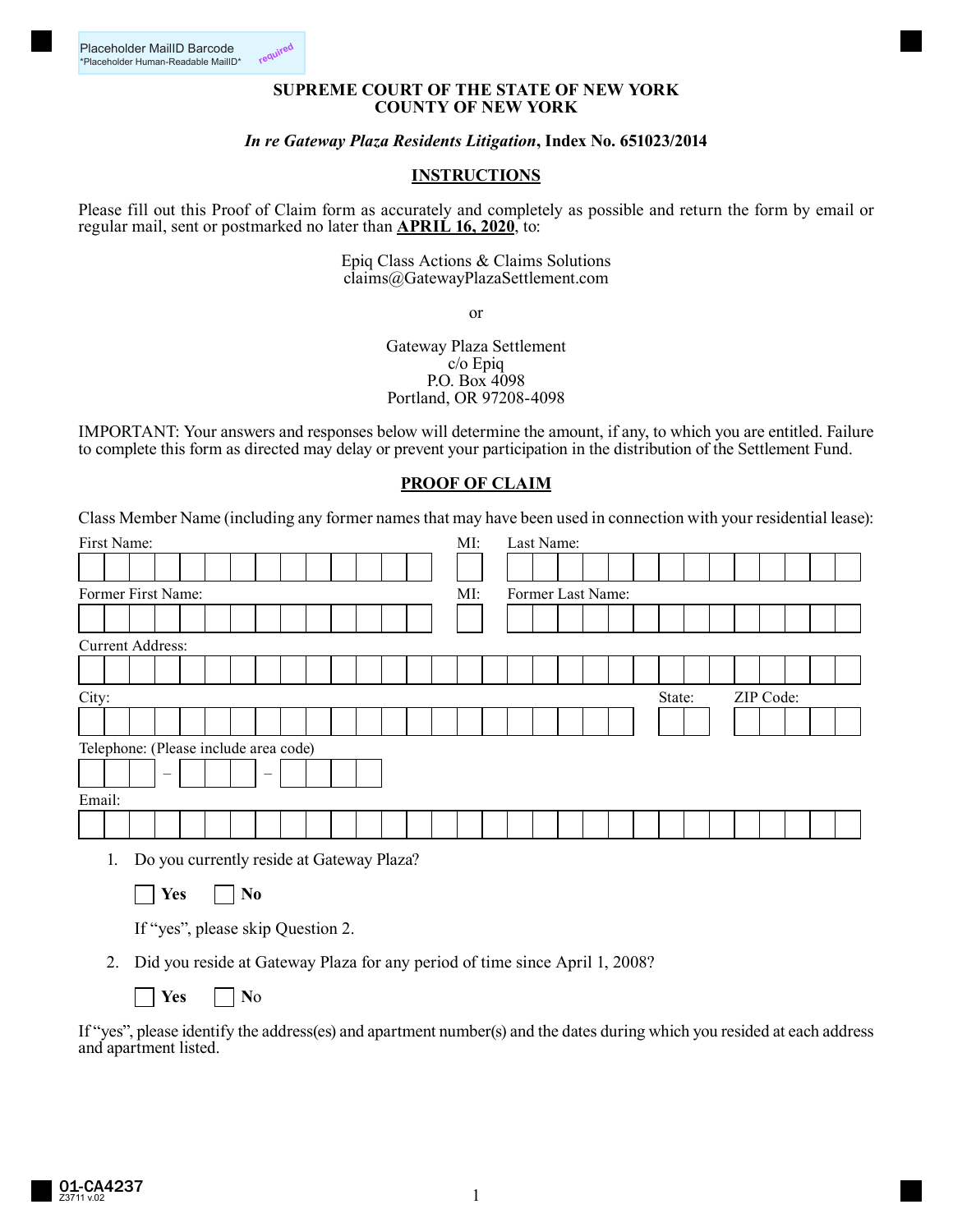Placeholder MailID Barcode
*Placeholder Human-Readable MailID*

**SUPREME COURT OF THE STATE OF NEW YORK**
**COUNTY OF NEW YORK**

***In re Gateway Plaza Residents Litigation*, Index No. 651023/2014**

## INSTRUCTIONS

Please fill out this Proof of Claim form as accurately and completely as possible and return the form by email or regular mail, sent or postmarked no later than **APRIL 16, 2020**, to:

Epiq Class Actions & Claims Solutions
claims@GatewayPlazaSettlement.com

or

Gateway Plaza Settlement
c/o Epiq
P.O. Box 4098
Portland, OR 97208-4098

IMPORTANT: Your answers and responses below will determine the amount, if any, to which you are entitled. Failure to complete this form as directed may delay or prevent your participation in the distribution of the Settlement Fund.

## PROOF OF CLAIM

Class Member Name (including any former names that may have been used in connection with your residential lease):

First Name: ____________________ MI: ___ Last Name: ____________________

Former First Name: ____________________ MI: ___ Former Last Name: ____________________

Current Address: ________________________________________

City: ____________________ State: ___ ZIP Code: ________

Telephone: (Please include area code) ___ – ___ – ____

Email: ________________________________________

1. Do you currently reside at Gateway Plaza?

   ☐ **Yes** ☐ **No**

   If "yes", please skip Question 2.

2. Did you reside at Gateway Plaza for any period of time since April 1, 2008?

   ☐ Yes ☐ No

If "yes", please identify the address(es) and apartment number(s) and the dates during which you resided at each address and apartment listed.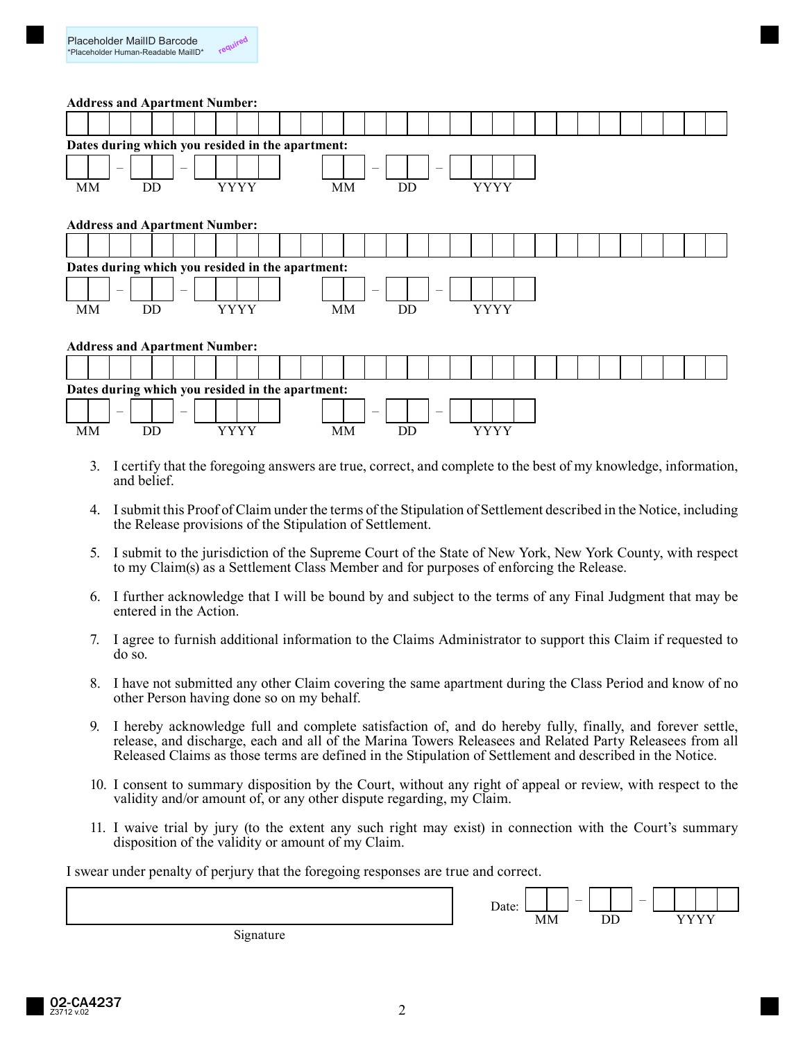Placeholder MailID Barcode
*Placeholder Human-Readable MailID*

**Address and Apartment Number:**

**Dates during which you resided in the apartment:**

MM – DD – YYYY    MM – DD – YYYY

**Address and Apartment Number:**

**Dates during which you resided in the apartment:**

MM – DD – YYYY    MM – DD – YYYY

**Address and Apartment Number:**

**Dates during which you resided in the apartment:**

MM – DD – YYYY    MM – DD – YYYY

3. I certify that the foregoing answers are true, correct, and complete to the best of my knowledge, information, and belief.
4. I submit this Proof of Claim under the terms of the Stipulation of Settlement described in the Notice, including the Release provisions of the Stipulation of Settlement.
5. I submit to the jurisdiction of the Supreme Court of the State of New York, New York County, with respect to my Claim(s) as a Settlement Class Member and for purposes of enforcing the Release.
6. I further acknowledge that I will be bound by and subject to the terms of any Final Judgment that may be entered in the Action.
7. I agree to furnish additional information to the Claims Administrator to support this Claim if requested to do so.
8. I have not submitted any other Claim covering the same apartment during the Class Period and know of no other Person having done so on my behalf.
9. I hereby acknowledge full and complete satisfaction of, and do hereby fully, finally, and forever settle, release, and discharge, each and all of the Marina Towers Releasees and Related Party Releasees from all Released Claims as those terms are defined in the Stipulation of Settlement and described in the Notice.
10. I consent to summary disposition by the Court, without any right of appeal or review, with respect to the validity and/or amount of, or any other dispute regarding, my Claim.
11. I waive trial by jury (to the extent any such right may exist) in connection with the Court's summary disposition of the validity or amount of my Claim.

I swear under penalty of perjury that the foregoing responses are true and correct.

Signature

Date: MM – DD – YYYY

02-CA4237
Z3712 v.02